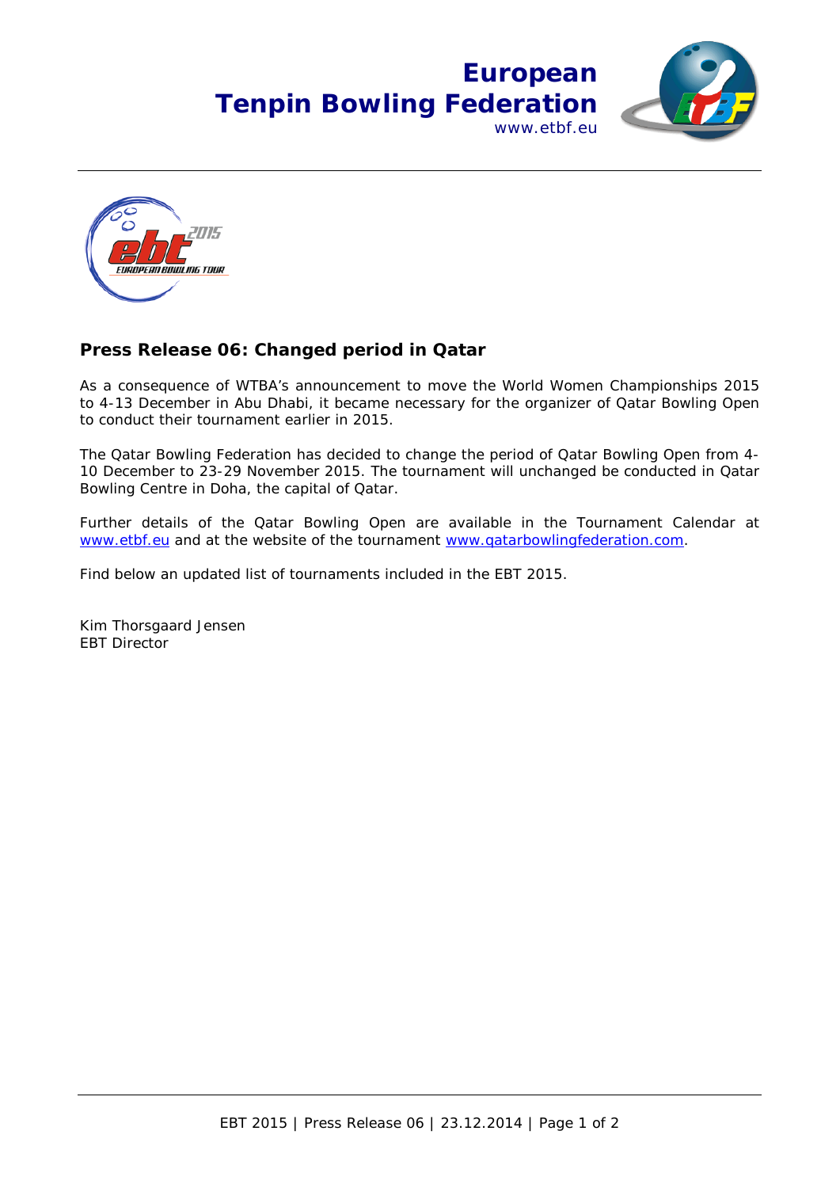# European Tenpin Bowling Federation

www.etbf.eu

## Press Release 06: Changed period in Qatar

As a consequence of WTBA's announcement to move the World Women Championships 2015 to 4-13 December in Abu Dhabi, it became necessary for the organizer of Qatar Bowling Open to conduct their tournament earlier in 2015.

The Qatar Bowling Federation has decided to change the period of Qatar Bowling Open from 4-10 December to 23-29 November 2015. The tournament will unchanged be conducted in Qatar Bowling Centre in Doha, the capital of Qatar.

Further details of the Qatar Bowling Open are available in the Tournament Calendar at www.etbf.eu and at the website of the tournament www.qatarbowlingfederation.com.

Find below an updated list of tournaments included in the EBT 2015.

Kim Thorsgaard Jensen
EBT Director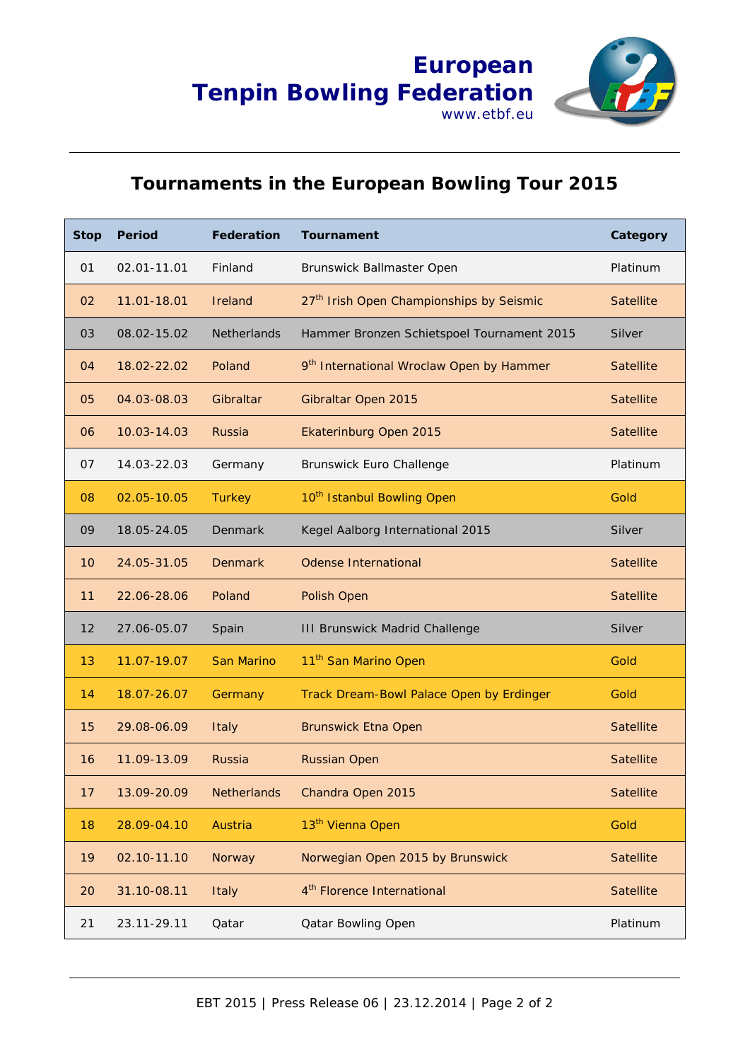# European Tenpin Bowling Federation

www.etbf.eu

## Tournaments in the European Bowling Tour 2015

| Stop | Period | Federation | Tournament | Category |
|---|---|---|---|---|
| 01 | 02.01-11.01 | Finland | Brunswick Ballmaster Open | Platinum |
| 02 | 11.01-18.01 | Ireland | 27th Irish Open Championships by Seismic | Satellite |
| 03 | 08.02-15.02 | Netherlands | Hammer Bronzen Schietspoel Tournament 2015 | Silver |
| 04 | 18.02-22.02 | Poland | 9th International Wroclaw Open by Hammer | Satellite |
| 05 | 04.03-08.03 | Gibraltar | Gibraltar Open 2015 | Satellite |
| 06 | 10.03-14.03 | Russia | Ekaterinburg Open 2015 | Satellite |
| 07 | 14.03-22.03 | Germany | Brunswick Euro Challenge | Platinum |
| 08 | 02.05-10.05 | Turkey | 10th Istanbul Bowling Open | Gold |
| 09 | 18.05-24.05 | Denmark | Kegel Aalborg International 2015 | Silver |
| 10 | 24.05-31.05 | Denmark | Odense International | Satellite |
| 11 | 22.06-28.06 | Poland | Polish Open | Satellite |
| 12 | 27.06-05.07 | Spain | III Brunswick Madrid Challenge | Silver |
| 13 | 11.07-19.07 | San Marino | 11th San Marino Open | Gold |
| 14 | 18.07-26.07 | Germany | Track Dream-Bowl Palace Open by Erdinger | Gold |
| 15 | 29.08-06.09 | Italy | Brunswick Etna Open | Satellite |
| 16 | 11.09-13.09 | Russia | Russian Open | Satellite |
| 17 | 13.09-20.09 | Netherlands | Chandra Open 2015 | Satellite |
| 18 | 28.09-04.10 | Austria | 13th Vienna Open | Gold |
| 19 | 02.10-11.10 | Norway | Norwegian Open 2015 by Brunswick | Satellite |
| 20 | 31.10-08.11 | Italy | 4th Florence International | Satellite |
| 21 | 23.11-29.11 | Qatar | Qatar Bowling Open | Platinum |